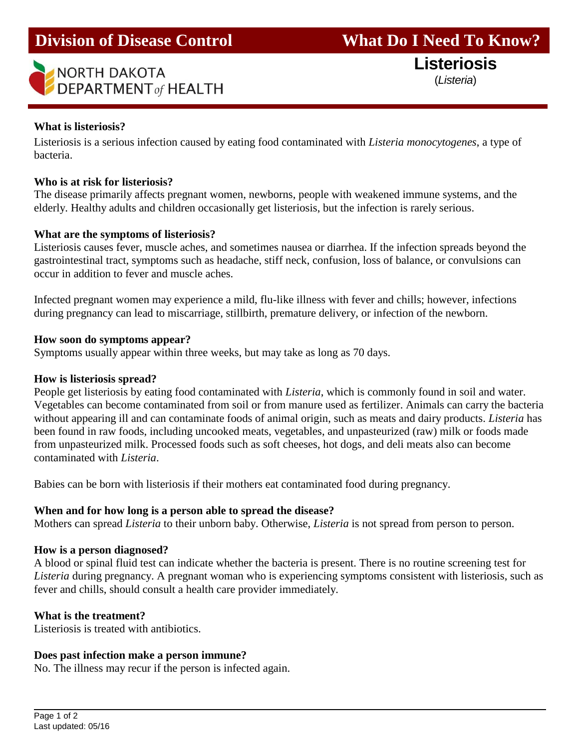# Division of Disease Control

# What Do I Need To Know?

NORTH DAKOTA DEPARTMENT *of* HEALTH

## Listeriosis

(*Listeria*)

**What is listeriosis?**

Listeriosis is a serious infection caused by eating food contaminated with *Listeria monocytogenes*, a type of bacteria.

**Who is at risk for listeriosis?**

The disease primarily affects pregnant women, newborns, people with weakened immune systems, and the elderly. Healthy adults and children occasionally get listeriosis, but the infection is rarely serious.

**What are the symptoms of listeriosis?**

Listeriosis causes fever, muscle aches, and sometimes nausea or diarrhea. If the infection spreads beyond the gastrointestinal tract, symptoms such as headache, stiff neck, confusion, loss of balance, or convulsions can occur in addition to fever and muscle aches.

Infected pregnant women may experience a mild, flu-like illness with fever and chills; however, infections during pregnancy can lead to miscarriage, stillbirth, premature delivery, or infection of the newborn.

**How soon do symptoms appear?**

Symptoms usually appear within three weeks, but may take as long as 70 days.

**How is listeriosis spread?**

People get listeriosis by eating food contaminated with *Listeria*, which is commonly found in soil and water. Vegetables can become contaminated from soil or from manure used as fertilizer. Animals can carry the bacteria without appearing ill and can contaminate foods of animal origin, such as meats and dairy products. *Listeria* has been found in raw foods, including uncooked meats, vegetables, and unpasteurized (raw) milk or foods made from unpasteurized milk. Processed foods such as soft cheeses, hot dogs, and deli meats also can become contaminated with *Listeria*.

Babies can be born with listeriosis if their mothers eat contaminated food during pregnancy.

**When and for how long is a person able to spread the disease?**

Mothers can spread *Listeria* to their unborn baby. Otherwise, *Listeria* is not spread from person to person.

**How is a person diagnosed?**

A blood or spinal fluid test can indicate whether the bacteria is present. There is no routine screening test for *Listeria* during pregnancy. A pregnant woman who is experiencing symptoms consistent with listeriosis, such as fever and chills, should consult a health care provider immediately.

**What is the treatment?**

Listeriosis is treated with antibiotics.

**Does past infection make a person immune?**

No. The illness may recur if the person is infected again.

Last updated: 05/16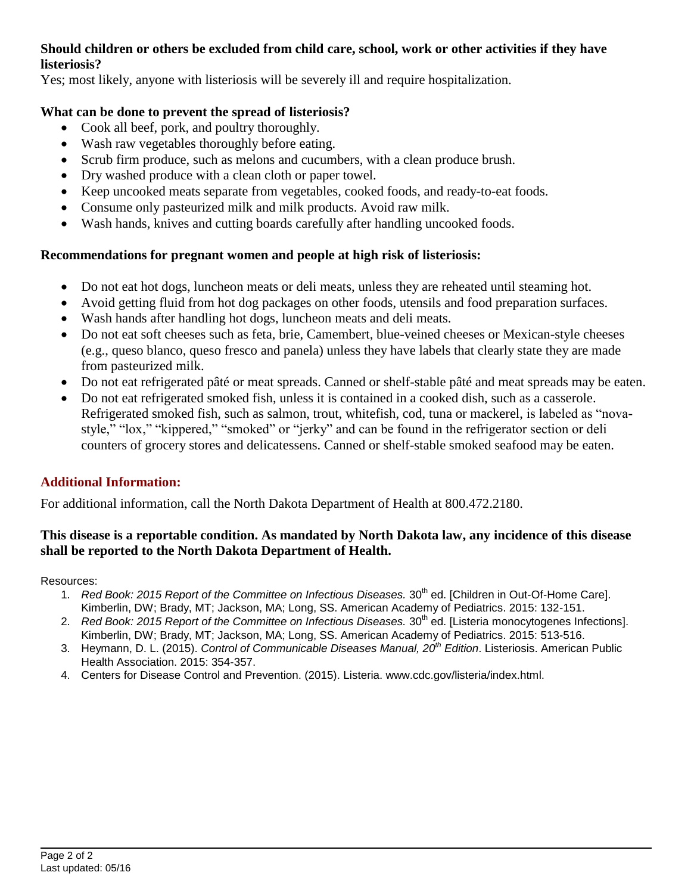**Should children or others be excluded from child care, school, work or other activities if they have listeriosis?**

Yes; most likely, anyone with listeriosis will be severely ill and require hospitalization.

**What can be done to prevent the spread of listeriosis?**

- Cook all beef, pork, and poultry thoroughly.
- Wash raw vegetables thoroughly before eating.
- Scrub firm produce, such as melons and cucumbers, with a clean produce brush.
- Dry washed produce with a clean cloth or paper towel.
- Keep uncooked meats separate from vegetables, cooked foods, and ready-to-eat foods.
- Consume only pasteurized milk and milk products. Avoid raw milk.
- Wash hands, knives and cutting boards carefully after handling uncooked foods.

**Recommendations for pregnant women and people at high risk of listeriosis:**

- Do not eat hot dogs, luncheon meats or deli meats, unless they are reheated until steaming hot.
- Avoid getting fluid from hot dog packages on other foods, utensils and food preparation surfaces.
- Wash hands after handling hot dogs, luncheon meats and deli meats.
- Do not eat soft cheeses such as feta, brie, Camembert, blue-veined cheeses or Mexican-style cheeses (e.g., queso blanco, queso fresco and panela) unless they have labels that clearly state they are made from pasteurized milk.
- Do not eat refrigerated pâté or meat spreads. Canned or shelf-stable pâté and meat spreads may be eaten.
- Do not eat refrigerated smoked fish, unless it is contained in a cooked dish, such as a casserole. Refrigerated smoked fish, such as salmon, trout, whitefish, cod, tuna or mackerel, is labeled as "nova-style," "lox," "kippered," "smoked" or "jerky" and can be found in the refrigerator section or deli counters of grocery stores and delicatessens. Canned or shelf-stable smoked seafood may be eaten.

## Additional Information:

For additional information, call the North Dakota Department of Health at 800.472.2180.

**This disease is a reportable condition. As mandated by North Dakota law, any incidence of this disease shall be reported to the North Dakota Department of Health.**

Resources:

1. *Red Book: 2015 Report of the Committee on Infectious Diseases.* 30th ed. [Children in Out-Of-Home Care]. Kimberlin, DW; Brady, MT; Jackson, MA; Long, SS. American Academy of Pediatrics. 2015: 132-151.
2. *Red Book: 2015 Report of the Committee on Infectious Diseases.* 30th ed. [Listeria monocytogenes Infections]. Kimberlin, DW; Brady, MT; Jackson, MA; Long, SS. American Academy of Pediatrics. 2015: 513-516.
3. Heymann, D. L. (2015). *Control of Communicable Diseases Manual, 20th Edition*. Listeriosis. American Public Health Association. 2015: 354-357.
4. Centers for Disease Control and Prevention. (2015). Listeria. www.cdc.gov/listeria/index.html.

Last updated: 05/16